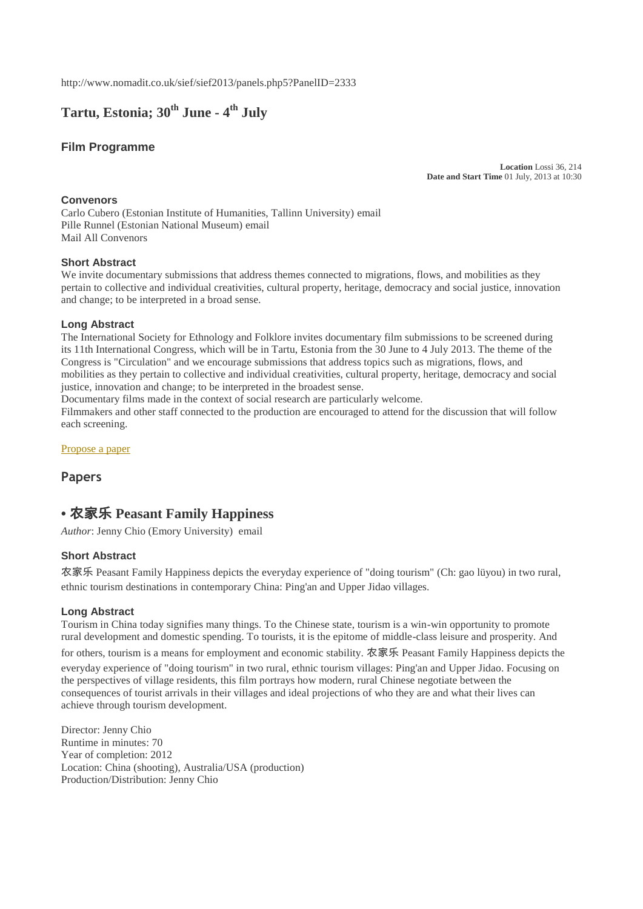http://www.nomadit.co.uk/sief/sief2013/panels.php5?PanelID=2333

# Tartu, Estonia; 30th June - 4th July

## Film Programme

**Location** Lossi 36, 214
**Date and Start Time** 01 July, 2013 at 10:30

### Convenors

Carlo Cubero (Estonian Institute of Humanities, Tallinn University) email
Pille Runnel (Estonian National Museum) email
Mail All Convenors

### Short Abstract

We invite documentary submissions that address themes connected to migrations, flows, and mobilities as they pertain to collective and individual creativities, cultural property, heritage, democracy and social justice, innovation and change; to be interpreted in a broad sense.

### Long Abstract

The International Society for Ethnology and Folklore invites documentary film submissions to be screened during its 11th International Congress, which will be in Tartu, Estonia from the 30 June to 4 July 2013. The theme of the Congress is "Circulation" and we encourage submissions that address topics such as migrations, flows, and mobilities as they pertain to collective and individual creativities, cultural property, heritage, democracy and social justice, innovation and change; to be interpreted in the broadest sense.
Documentary films made in the context of social research are particularly welcome.
Filmmakers and other staff connected to the production are encouraged to attend for the discussion that will follow each screening.

Propose a paper

## Papers

## • 农家乐 Peasant Family Happiness

*Author*: Jenny Chio (Emory University) email

### Short Abstract

农家乐 Peasant Family Happiness depicts the everyday experience of "doing tourism" (Ch: gao lüyou) in two rural, ethnic tourism destinations in contemporary China: Ping'an and Upper Jidao villages.

### Long Abstract

Tourism in China today signifies many things. To the Chinese state, tourism is a win-win opportunity to promote rural development and domestic spending. To tourists, it is the epitome of middle-class leisure and prosperity. And for others, tourism is a means for employment and economic stability. 农家乐 Peasant Family Happiness depicts the everyday experience of "doing tourism" in two rural, ethnic tourism villages: Ping'an and Upper Jidao. Focusing on the perspectives of village residents, this film portrays how modern, rural Chinese negotiate between the consequences of tourist arrivals in their villages and ideal projections of who they are and what their lives can achieve through tourism development.

Director: Jenny Chio
Runtime in minutes: 70
Year of completion: 2012
Location: China (shooting), Australia/USA (production)
Production/Distribution: Jenny Chio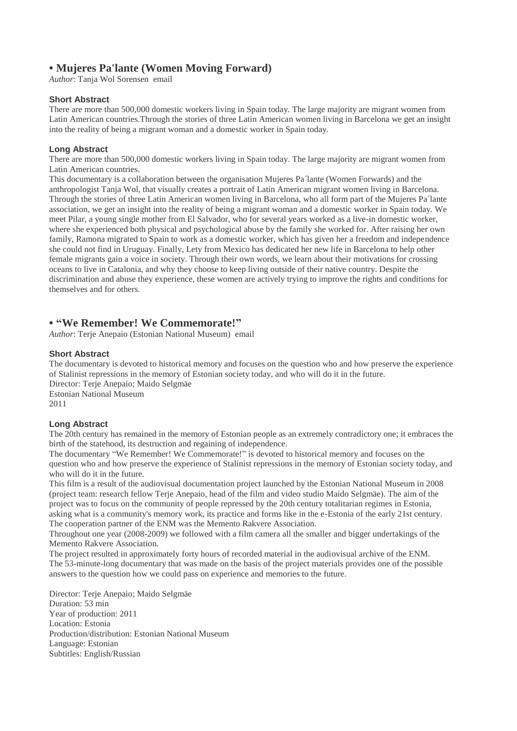## • Mujeres Pa'lante (Women Moving Forward)

*Author*: Tanja Wol Sorensen email

### Short Abstract

There are more than 500,000 domestic workers living in Spain today. The large majority are migrant women from Latin American countries.Through the stories of three Latin American women living in Barcelona we get an insight into the reality of being a migrant woman and a domestic worker in Spain today.

### Long Abstract

There are more than 500,000 domestic workers living in Spain today. The large majority are migrant women from Latin American countries.

This documentary is a collaboration between the organisation Mujeres Pa´lante (Women Forwards) and the anthropologist Tanja Wol, that visually creates a portrait of Latin American migrant women living in Barcelona. Through the stories of three Latin American women living in Barcelona, who all form part of the Mujeres Pa´lante association, we get an insight into the reality of being a migrant woman and a domestic worker in Spain today. We meet Pilar, a young single mother from El Salvador, who for several years worked as a live-in domestic worker, where she experienced both physical and psychological abuse by the family she worked for. After raising her own family, Ramona migrated to Spain to work as a domestic worker, which has given her a freedom and independence she could not find in Uruguay. Finally, Lety from Mexico has dedicated her new life in Barcelona to help other female migrants gain a voice in society. Through their own words, we learn about their motivations for crossing oceans to live in Catalonia, and why they choose to keep living outside of their native country. Despite the discrimination and abuse they experience, these women are actively trying to improve the rights and conditions for themselves and for others.

## • "We Remember! We Commemorate!"

*Author*: Terje Anepaio (Estonian National Museum) email

### Short Abstract

The documentary is devoted to historical memory and focuses on the question who and how preserve the experience of Stalinist repressions in the memory of Estonian society today, and who will do it in the future.
Director: Terje Anepaio; Maido Selgmäe
Estonian National Museum
2011

### Long Abstract

The 20th century has remained in the memory of Estonian people as an extremely contradictory one; it embraces the birth of the statehood, its destruction and regaining of independence.

The documentary "We Remember! We Commemorate!" is devoted to historical memory and focuses on the question who and how preserve the experience of Stalinist repressions in the memory of Estonian society today, and who will do it in the future.

This film is a result of the audiovisual documentation project launched by the Estonian National Museum in 2008 (project team: research fellow Terje Anepaio, head of the film and video studio Maido Selgmäe). The aim of the project was to focus on the community of people repressed by the 20th century totalitarian regimes in Estonia, asking what is a community's memory work, its practice and forms like in the e-Estonia of the early 21st century. The cooperation partner of the ENM was the Memento Rakvere Association.

Throughout one year (2008-2009) we followed with a film camera all the smaller and bigger undertakings of the Memento Rakvere Association.

The project resulted in approximately forty hours of recorded material in the audiovisual archive of the ENM. The 53-minute-long documentary that was made on the basis of the project materials provides one of the possible answers to the question how we could pass on experience and memories to the future.

Director: Terje Anepaio; Maido Selgmäe
Duration: 53 min
Year of production: 2011
Location: Estonia
Production/distribution: Estonian National Museum
Language: Estonian
Subtitles: English/Russian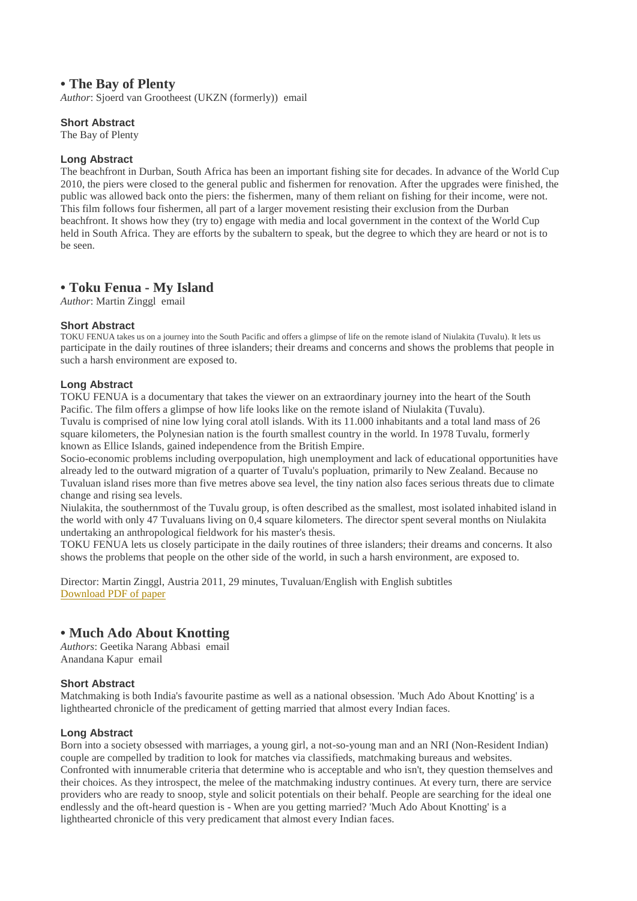## • The Bay of Plenty

*Author*: Sjoerd van Grootheest (UKZN (formerly)) email

**Short Abstract**

The Bay of Plenty

**Long Abstract**

The beachfront in Durban, South Africa has been an important fishing site for decades. In advance of the World Cup 2010, the piers were closed to the general public and fishermen for renovation. After the upgrades were finished, the public was allowed back onto the piers: the fishermen, many of them reliant on fishing for their income, were not. This film follows four fishermen, all part of a larger movement resisting their exclusion from the Durban beachfront. It shows how they (try to) engage with media and local government in the context of the World Cup held in South Africa. They are efforts by the subaltern to speak, but the degree to which they are heard or not is to be seen.

## • Toku Fenua - My Island

*Author*: Martin Zinggl email

**Short Abstract**

TOKU FENUA takes us on a journey into the South Pacific and offers a glimpse of life on the remote island of Niulakita (Tuvalu). It lets us participate in the daily routines of three islanders; their dreams and concerns and shows the problems that people in such a harsh environment are exposed to.

**Long Abstract**

TOKU FENUA is a documentary that takes the viewer on an extraordinary journey into the heart of the South Pacific. The film offers a glimpse of how life looks like on the remote island of Niulakita (Tuvalu).
Tuvalu is comprised of nine low lying coral atoll islands. With its 11.000 inhabitants and a total land mass of 26 square kilometers, the Polynesian nation is the fourth smallest country in the world. In 1978 Tuvalu, formerly known as Ellice Islands, gained independence from the British Empire.
Socio-economic problems including overpopulation, high unemployment and lack of educational opportunities have already led to the outward migration of a quarter of Tuvalu's popluation, primarily to New Zealand. Because no Tuvaluan island rises more than five metres above sea level, the tiny nation also faces serious threats due to climate change and rising sea levels.
Niulakita, the southernmost of the Tuvalu group, is often described as the smallest, most isolated inhabited island in the world with only 47 Tuvaluans living on 0,4 square kilometers. The director spent several months on Niulakita undertaking an anthropological fieldwork for his master's thesis.
TOKU FENUA lets us closely participate in the daily routines of three islanders; their dreams and concerns. It also shows the problems that people on the other side of the world, in such a harsh environment, are exposed to.

Director: Martin Zinggl, Austria 2011, 29 minutes, Tuvaluan/English with English subtitles
Download PDF of paper

## • Much Ado About Knotting

*Authors*: Geetika Narang Abbasi email
Anandana Kapur email

**Short Abstract**

Matchmaking is both India's favourite pastime as well as a national obsession. 'Much Ado About Knotting' is a lighthearted chronicle of the predicament of getting married that almost every Indian faces.

**Long Abstract**

Born into a society obsessed with marriages, a young girl, a not-so-young man and an NRI (Non-Resident Indian) couple are compelled by tradition to look for matches via classifieds, matchmaking bureaus and websites. Confronted with innumerable criteria that determine who is acceptable and who isn't, they question themselves and their choices. As they introspect, the melee of the matchmaking industry continues. At every turn, there are service providers who are ready to snoop, style and solicit potentials on their behalf. People are searching for the ideal one endlessly and the oft-heard question is - When are you getting married? 'Much Ado About Knotting' is a lighthearted chronicle of this very predicament that almost every Indian faces.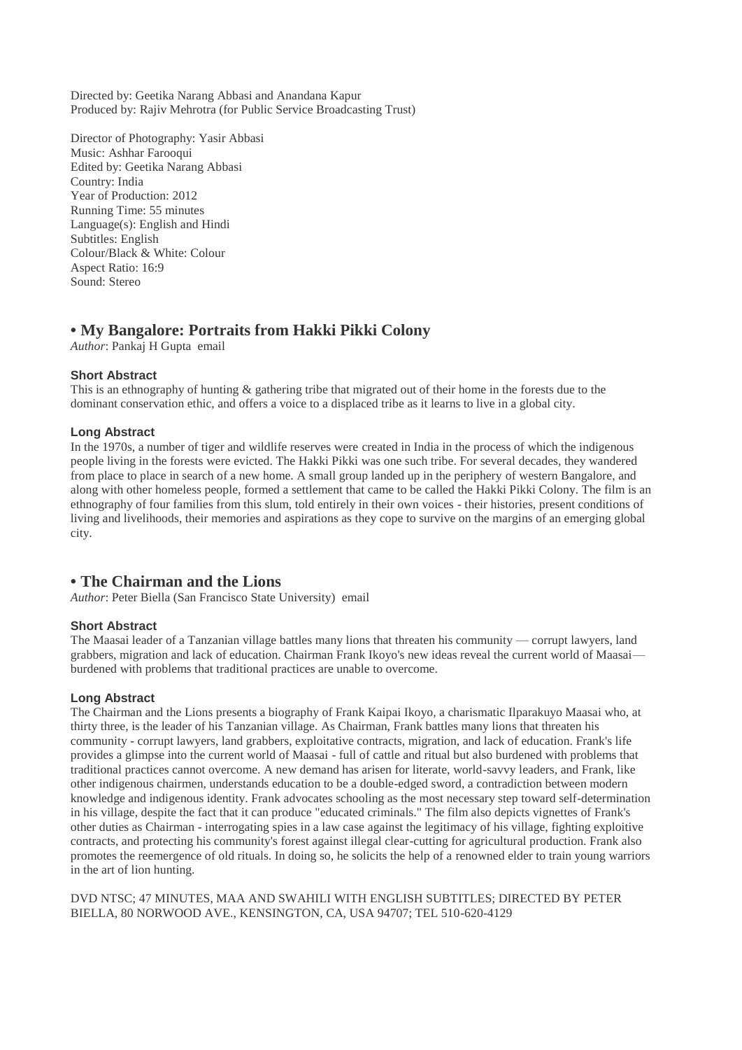Directed by: Geetika Narang Abbasi and Anandana Kapur
Produced by: Rajiv Mehrotra (for Public Service Broadcasting Trust)

Director of Photography: Yasir Abbasi
Music: Ashhar Farooqui
Edited by: Geetika Narang Abbasi
Country: India
Year of Production: 2012
Running Time: 55 minutes
Language(s): English and Hindi
Subtitles: English
Colour/Black & White: Colour
Aspect Ratio: 16:9
Sound: Stereo

## • My Bangalore: Portraits from Hakki Pikki Colony

*Author*: Pankaj H Gupta email

### Short Abstract

This is an ethnography of hunting & gathering tribe that migrated out of their home in the forests due to the dominant conservation ethic, and offers a voice to a displaced tribe as it learns to live in a global city.

### Long Abstract

In the 1970s, a number of tiger and wildlife reserves were created in India in the process of which the indigenous people living in the forests were evicted. The Hakki Pikki was one such tribe. For several decades, they wandered from place to place in search of a new home. A small group landed up in the periphery of western Bangalore, and along with other homeless people, formed a settlement that came to be called the Hakki Pikki Colony. The film is an ethnography of four families from this slum, told entirely in their own voices - their histories, present conditions of living and livelihoods, their memories and aspirations as they cope to survive on the margins of an emerging global city.

## • The Chairman and the Lions

*Author*: Peter Biella (San Francisco State University) email

### Short Abstract

The Maasai leader of a Tanzanian village battles many lions that threaten his community — corrupt lawyers, land grabbers, migration and lack of education. Chairman Frank Ikoyo's new ideas reveal the current world of Maasai— burdened with problems that traditional practices are unable to overcome.

### Long Abstract

The Chairman and the Lions presents a biography of Frank Kaipai Ikoyo, a charismatic Ilparakuyo Maasai who, at thirty three, is the leader of his Tanzanian village. As Chairman, Frank battles many lions that threaten his community - corrupt lawyers, land grabbers, exploitative contracts, migration, and lack of education. Frank's life provides a glimpse into the current world of Maasai - full of cattle and ritual but also burdened with problems that traditional practices cannot overcome. A new demand has arisen for literate, world-savvy leaders, and Frank, like other indigenous chairmen, understands education to be a double-edged sword, a contradiction between modern knowledge and indigenous identity. Frank advocates schooling as the most necessary step toward self-determination in his village, despite the fact that it can produce "educated criminals." The film also depicts vignettes of Frank's other duties as Chairman - interrogating spies in a law case against the legitimacy of his village, fighting exploitive contracts, and protecting his community's forest against illegal clear-cutting for agricultural production. Frank also promotes the reemergence of old rituals. In doing so, he solicits the help of a renowned elder to train young warriors in the art of lion hunting.

DVD NTSC; 47 MINUTES, MAA AND SWAHILI WITH ENGLISH SUBTITLES; DIRECTED BY PETER BIELLA, 80 NORWOOD AVE., KENSINGTON, CA, USA 94707; TEL 510-620-4129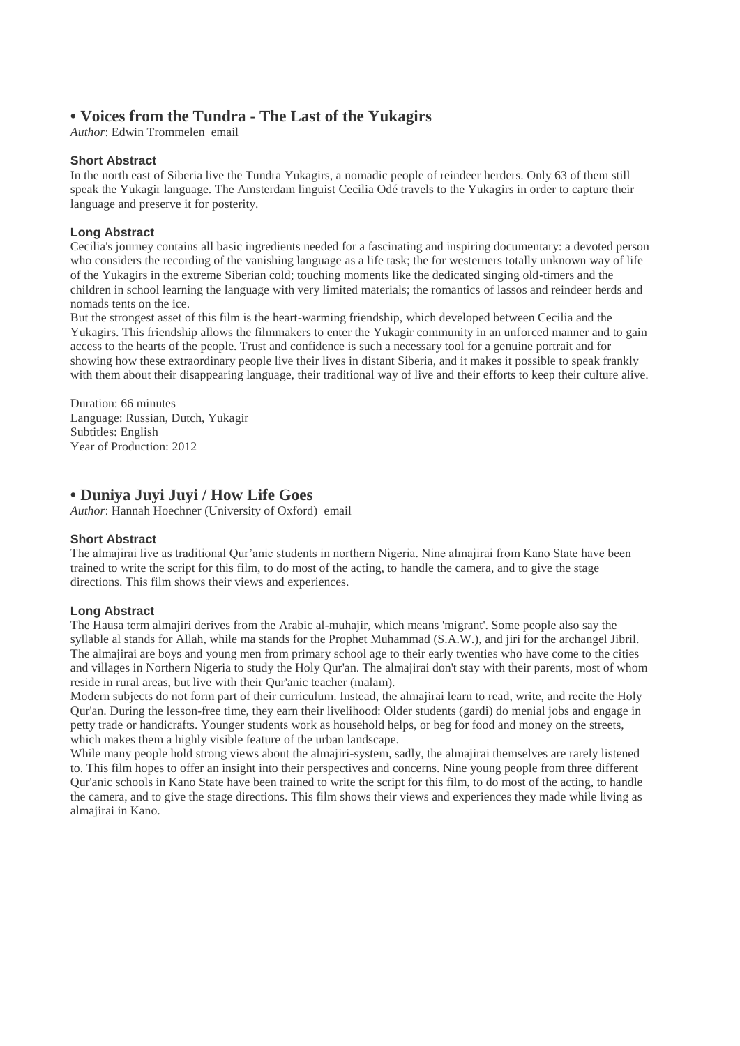## • Voices from the Tundra - The Last of the Yukagirs

*Author*: Edwin Trommelen email

### Short Abstract

In the north east of Siberia live the Tundra Yukagirs, a nomadic people of reindeer herders. Only 63 of them still speak the Yukagir language. The Amsterdam linguist Cecilia Odé travels to the Yukagirs in order to capture their language and preserve it for posterity.

### Long Abstract

Cecilia's journey contains all basic ingredients needed for a fascinating and inspiring documentary: a devoted person who considers the recording of the vanishing language as a life task; the for westerners totally unknown way of life of the Yukagirs in the extreme Siberian cold; touching moments like the dedicated singing old-timers and the children in school learning the language with very limited materials; the romantics of lassos and reindeer herds and nomads tents on the ice.

But the strongest asset of this film is the heart-warming friendship, which developed between Cecilia and the Yukagirs. This friendship allows the filmmakers to enter the Yukagir community in an unforced manner and to gain access to the hearts of the people. Trust and confidence is such a necessary tool for a genuine portrait and for showing how these extraordinary people live their lives in distant Siberia, and it makes it possible to speak frankly with them about their disappearing language, their traditional way of live and their efforts to keep their culture alive.

Duration: 66 minutes
Language: Russian, Dutch, Yukagir
Subtitles: English
Year of Production: 2012

## • Duniya Juyi Juyi / How Life Goes

*Author*: Hannah Hoechner (University of Oxford) email

### Short Abstract

The almajirai live as traditional Qur'anic students in northern Nigeria. Nine almajirai from Kano State have been trained to write the script for this film, to do most of the acting, to handle the camera, and to give the stage directions. This film shows their views and experiences.

### Long Abstract

The Hausa term almajiri derives from the Arabic al-muhajir, which means 'migrant'. Some people also say the syllable al stands for Allah, while ma stands for the Prophet Muhammad (S.A.W.), and jiri for the archangel Jibril. The almajirai are boys and young men from primary school age to their early twenties who have come to the cities and villages in Northern Nigeria to study the Holy Qur'an. The almajirai don't stay with their parents, most of whom reside in rural areas, but live with their Qur'anic teacher (malam).

Modern subjects do not form part of their curriculum. Instead, the almajirai learn to read, write, and recite the Holy Qur'an. During the lesson-free time, they earn their livelihood: Older students (gardi) do menial jobs and engage in petty trade or handicrafts. Younger students work as household helps, or beg for food and money on the streets, which makes them a highly visible feature of the urban landscape.

While many people hold strong views about the almajiri-system, sadly, the almajirai themselves are rarely listened to. This film hopes to offer an insight into their perspectives and concerns. Nine young people from three different Qur'anic schools in Kano State have been trained to write the script for this film, to do most of the acting, to handle the camera, and to give the stage directions. This film shows their views and experiences they made while living as almajirai in Kano.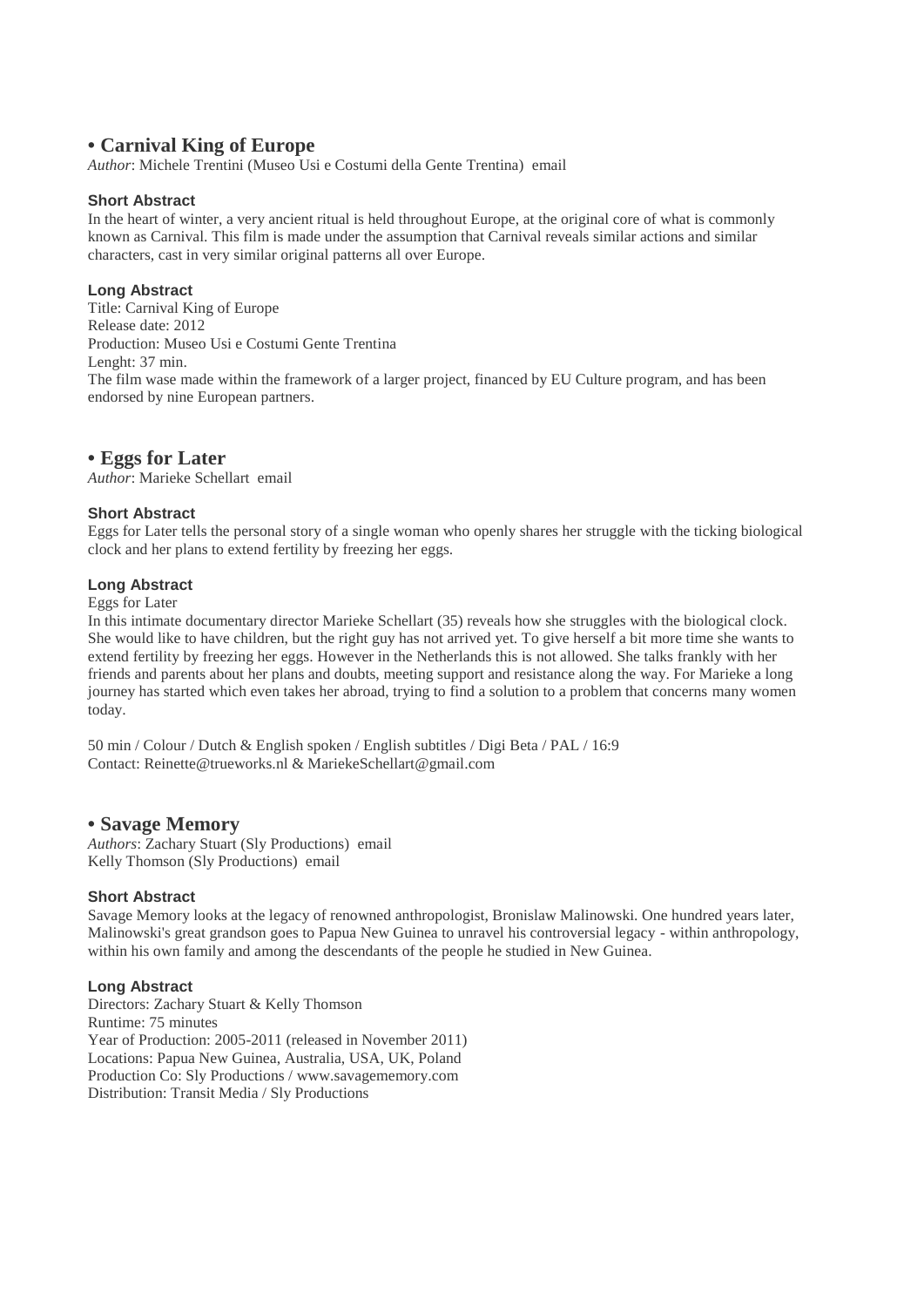## • Carnival King of Europe

*Author*: Michele Trentini (Museo Usi e Costumi della Gente Trentina) email

### Short Abstract

In the heart of winter, a very ancient ritual is held throughout Europe, at the original core of what is commonly known as Carnival. This film is made under the assumption that Carnival reveals similar actions and similar characters, cast in very similar original patterns all over Europe.

### Long Abstract

Title: Carnival King of Europe
Release date: 2012
Production: Museo Usi e Costumi Gente Trentina
Lenght: 37 min.
The film wase made within the framework of a larger project, financed by EU Culture program, and has been endorsed by nine European partners.

## • Eggs for Later

*Author*: Marieke Schellart email

### Short Abstract

Eggs for Later tells the personal story of a single woman who openly shares her struggle with the ticking biological clock and her plans to extend fertility by freezing her eggs.

### Long Abstract

Eggs for Later
In this intimate documentary director Marieke Schellart (35) reveals how she struggles with the biological clock. She would like to have children, but the right guy has not arrived yet. To give herself a bit more time she wants to extend fertility by freezing her eggs. However in the Netherlands this is not allowed. She talks frankly with her friends and parents about her plans and doubts, meeting support and resistance along the way. For Marieke a long journey has started which even takes her abroad, trying to find a solution to a problem that concerns many women today.

50 min / Colour / Dutch & English spoken / English subtitles / Digi Beta / PAL / 16:9
Contact: Reinette@trueworks.nl & MariekeSchellart@gmail.com

## • Savage Memory

*Authors*: Zachary Stuart (Sly Productions) email
Kelly Thomson (Sly Productions) email

### Short Abstract

Savage Memory looks at the legacy of renowned anthropologist, Bronislaw Malinowski. One hundred years later, Malinowski's great grandson goes to Papua New Guinea to unravel his controversial legacy - within anthropology, within his own family and among the descendants of the people he studied in New Guinea.

### Long Abstract

Directors: Zachary Stuart & Kelly Thomson
Runtime: 75 minutes
Year of Production: 2005-2011 (released in November 2011)
Locations: Papua New Guinea, Australia, USA, UK, Poland
Production Co: Sly Productions / www.savagememory.com
Distribution: Transit Media / Sly Productions